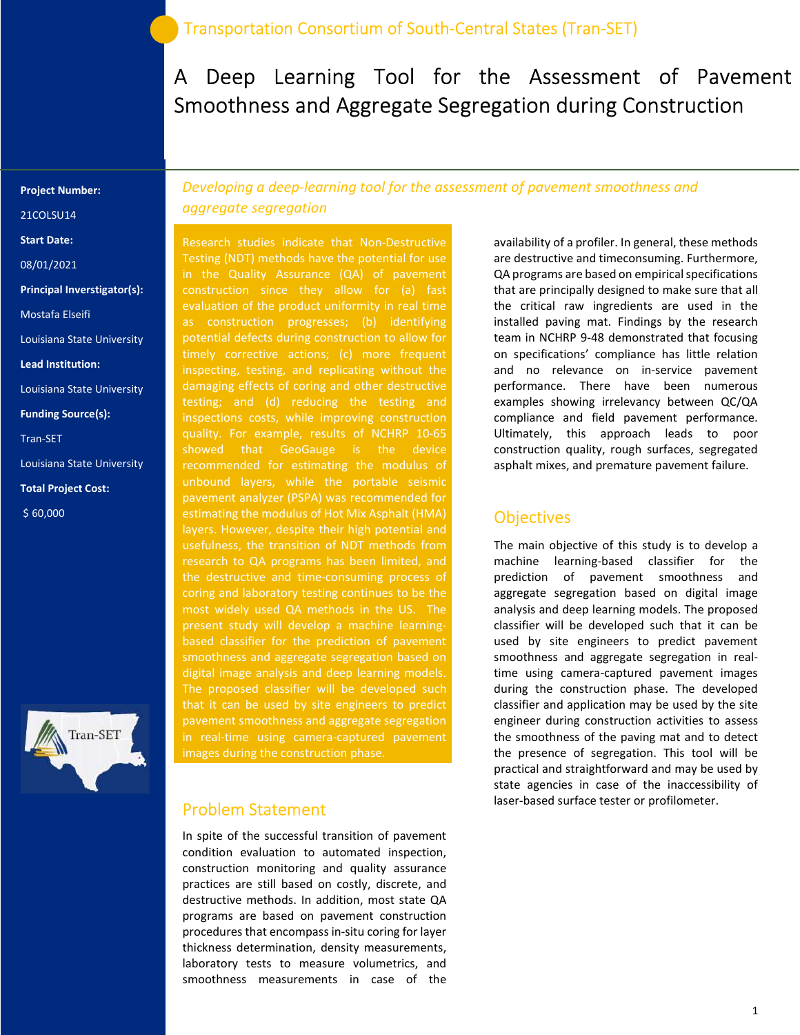Transportation Consortium of South-Central States (Tran-SET)

# A Deep Learning Tool for the Assessment of Pavement Smoothness and Aggregate Segregation during Construction

**Project Number:**

21COLSU14

**Start Date:**

08/01/2021

**Principal Inverstigator(s):**

Mostafa Elseifi

Louisiana State University

**Lead Institution:**

Louisiana State University

**Funding Source(s):**

Tran-SET

Louisiana State University

**Total Project Cost:**

$ 60,000

*Developing a deep-learning tool for the assessment of pavement smoothness and aggregate segregation*

Research studies indicate that Non-Destructive Testing (NDT) methods have the potential for use in the Quality Assurance (QA) of pavement construction since they allow for (a) fast evaluation of the product uniformity in real time as construction progresses; (b) identifying potential defects during construction to allow for timely corrective actions; (c) more frequent inspecting, testing, and replicating without the damaging effects of coring and other destructive testing; and (d) reducing the testing and inspections costs, while improving construction quality. For example, results of NCHRP 10-65 showed that GeoGauge is the device recommended for estimating the modulus of unbound layers, while the portable seismic pavement analyzer (PSPA) was recommended for estimating the modulus of Hot Mix Asphalt (HMA) layers. However, despite their high potential and usefulness, the transition of NDT methods from research to QA programs has been limited, and the destructive and time-consuming process of coring and laboratory testing continues to be the most widely used QA methods in the US. The present study will develop a machine learning-based classifier for the prediction of pavement smoothness and aggregate segregation based on digital image analysis and deep learning models. The proposed classifier will be developed such that it can be used by site engineers to predict pavement smoothness and aggregate segregation in real-time using camera-captured pavement images during the construction phase.

## Problem Statement

In spite of the successful transition of pavement condition evaluation to automated inspection, construction monitoring and quality assurance practices are still based on costly, discrete, and destructive methods. In addition, most state QA programs are based on pavement construction procedures that encompass in-situ coring for layer thickness determination, density measurements, laboratory tests to measure volumetrics, and smoothness measurements in case of the availability of a profiler. In general, these methods are destructive and timeconsuming. Furthermore, QA programs are based on empirical specifications that are principally designed to make sure that all the critical raw ingredients are used in the installed paving mat. Findings by the research team in NCHRP 9-48 demonstrated that focusing on specifications' compliance has little relation and no relevance on in-service pavement performance. There have been numerous examples showing irrelevancy between QC/QA compliance and field pavement performance. Ultimately, this approach leads to poor construction quality, rough surfaces, segregated asphalt mixes, and premature pavement failure.

## Objectives

The main objective of this study is to develop a machine learning-based classifier for the prediction of pavement smoothness and aggregate segregation based on digital image analysis and deep learning models. The proposed classifier will be developed such that it can be used by site engineers to predict pavement smoothness and aggregate segregation in real-time using camera-captured pavement images during the construction phase. The developed classifier and application may be used by the site engineer during construction activities to assess the smoothness of the paving mat and to detect the presence of segregation. This tool will be practical and straightforward and may be used by state agencies in case of the inaccessibility of laser-based surface tester or profilometer.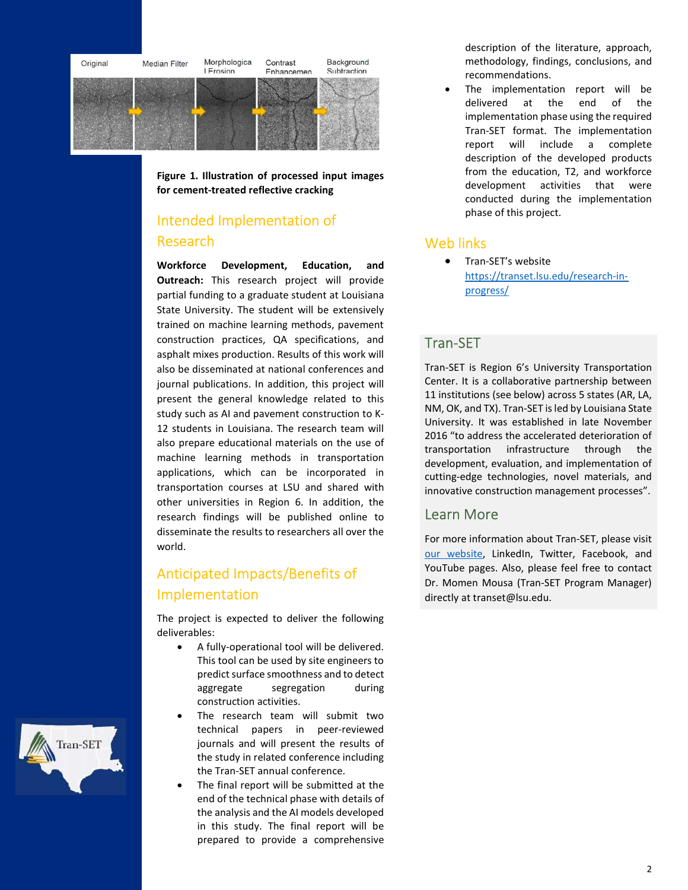Original | Median Filter | Morphological Erosion | Contrast Enhancement | Background Subtraction

**Figure 1. Illustration of processed input images for cement-treated reflective cracking**

## Intended Implementation of Research

**Workforce Development, Education, and Outreach:** This research project will provide partial funding to a graduate student at Louisiana State University. The student will be extensively trained on machine learning methods, pavement construction practices, QA specifications, and asphalt mixes production. Results of this work will also be disseminated at national conferences and journal publications. In addition, this project will present the general knowledge related to this study such as AI and pavement construction to K-12 students in Louisiana. The research team will also prepare educational materials on the use of machine learning methods in transportation applications, which can be incorporated in transportation courses at LSU and shared with other universities in Region 6. In addition, the research findings will be published online to disseminate the results to researchers all over the world.

## Anticipated Impacts/Benefits of Implementation

The project is expected to deliver the following deliverables:

- A fully-operational tool will be delivered. This tool can be used by site engineers to predict surface smoothness and to detect aggregate segregation during construction activities.
- The research team will submit two technical papers in peer-reviewed journals and will present the results of the study in related conference including the Tran-SET annual conference.
- The final report will be submitted at the end of the technical phase with details of the analysis and the AI models developed in this study. The final report will be prepared to provide a comprehensive description of the literature, approach, methodology, findings, conclusions, and recommendations.
- The implementation report will be delivered at the end of the implementation phase using the required Tran-SET format. The implementation report will include a complete description of the developed products from the education, T2, and workforce development activities that were conducted during the implementation phase of this project.

## Web links

- Tran-SET's website [https://transet.lsu.edu/research-in-progress/](https://transet.lsu.edu/research-in-progress/)

## Tran-SET

Tran-SET is Region 6's University Transportation Center. It is a collaborative partnership between 11 institutions (see below) across 5 states (AR, LA, NM, OK, and TX). Tran-SET is led by Louisiana State University. It was established in late November 2016 "to address the accelerated deterioration of transportation infrastructure through the development, evaluation, and implementation of cutting-edge technologies, novel materials, and innovative construction management processes".

## Learn More

For more information about Tran-SET, please visit our website, LinkedIn, Twitter, Facebook, and YouTube pages. Also, please feel free to contact Dr. Momen Mousa (Tran-SET Program Manager) directly at transet@lsu.edu.

Tran-SET